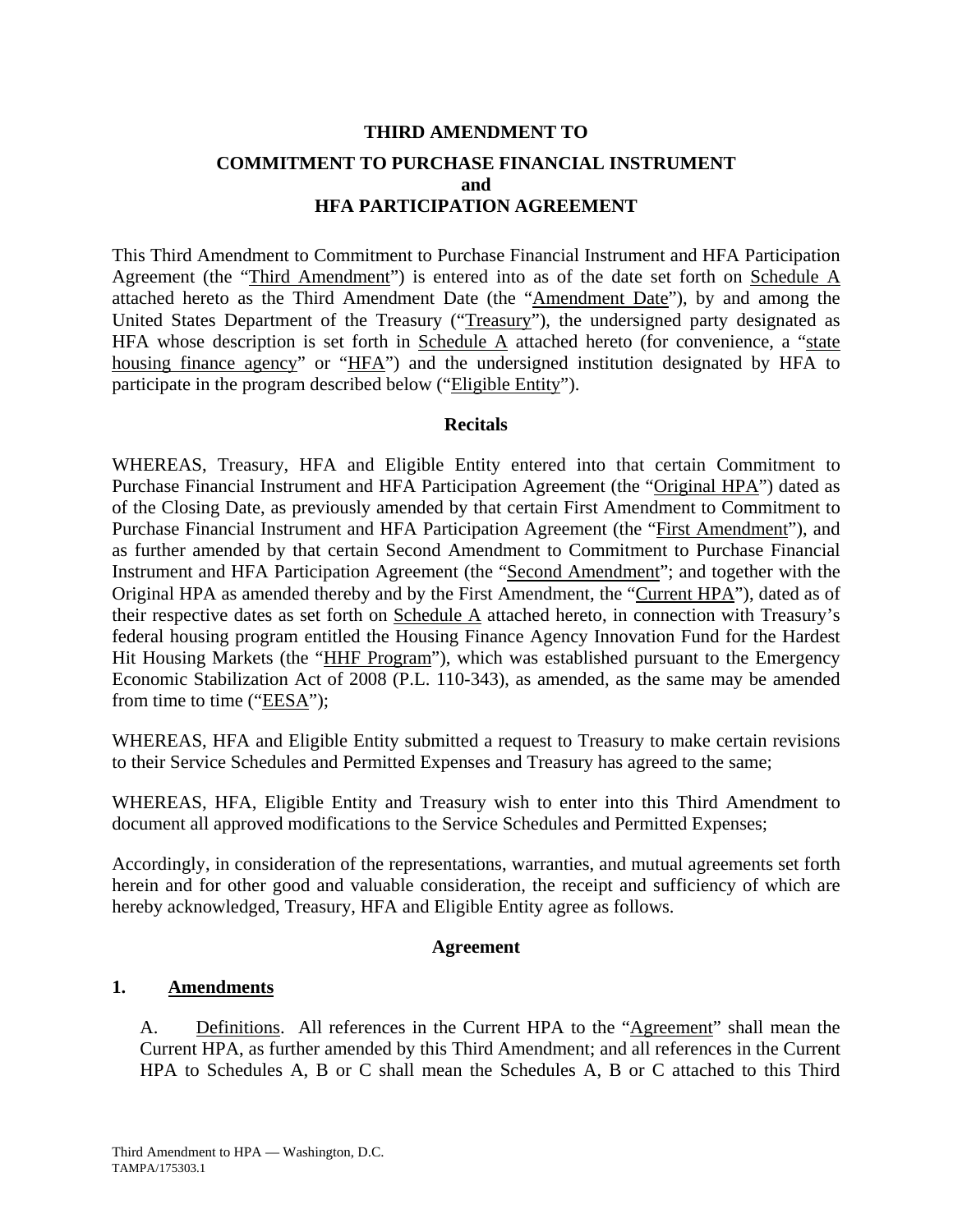# THIRD AMENDMENT TO

# COMMITMENT TO PURCHASE FINANCIAL INSTRUMENT and HFA PARTICIPATION AGREEMENT

This Third Amendment to Commitment to Purchase Financial Instrument and HFA Participation Agreement (the "Third Amendment") is entered into as of the date set forth on Schedule A attached hereto as the Third Amendment Date (the "Amendment Date"), by and among the United States Department of the Treasury ("Treasury"), the undersigned party designated as HFA whose description is set forth in Schedule A attached hereto (for convenience, a "state housing finance agency" or "HFA") and the undersigned institution designated by HFA to participate in the program described below ("Eligible Entity").

## Recitals

WHEREAS, Treasury, HFA and Eligible Entity entered into that certain Commitment to Purchase Financial Instrument and HFA Participation Agreement (the "Original HPA") dated as of the Closing Date, as previously amended by that certain First Amendment to Commitment to Purchase Financial Instrument and HFA Participation Agreement (the "First Amendment"), and as further amended by that certain Second Amendment to Commitment to Purchase Financial Instrument and HFA Participation Agreement (the "Second Amendment"; and together with the Original HPA as amended thereby and by the First Amendment, the "Current HPA"), dated as of their respective dates as set forth on Schedule A attached hereto, in connection with Treasury's federal housing program entitled the Housing Finance Agency Innovation Fund for the Hardest Hit Housing Markets (the "HHF Program"), which was established pursuant to the Emergency Economic Stabilization Act of 2008 (P.L. 110-343), as amended, as the same may be amended from time to time ("EESA");

WHEREAS, HFA and Eligible Entity submitted a request to Treasury to make certain revisions to their Service Schedules and Permitted Expenses and Treasury has agreed to the same;

WHEREAS, HFA, Eligible Entity and Treasury wish to enter into this Third Amendment to document all approved modifications to the Service Schedules and Permitted Expenses;

Accordingly, in consideration of the representations, warranties, and mutual agreements set forth herein and for other good and valuable consideration, the receipt and sufficiency of which are hereby acknowledged, Treasury, HFA and Eligible Entity agree as follows.

## Agreement

### 1. Amendments

A. Definitions. All references in the Current HPA to the "Agreement" shall mean the Current HPA, as further amended by this Third Amendment; and all references in the Current HPA to Schedules A, B or C shall mean the Schedules A, B or C attached to this Third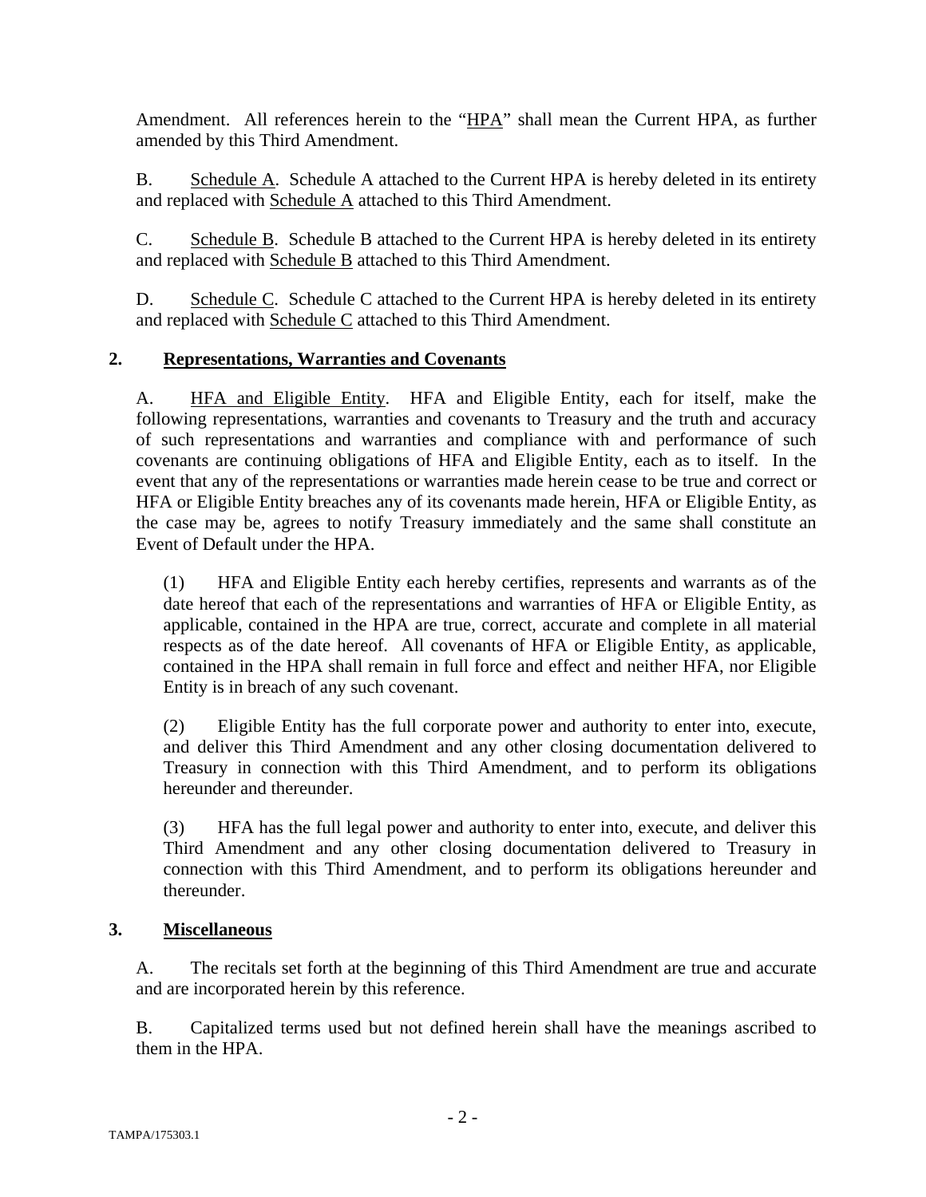Amendment. All references herein to the "HPA" shall mean the Current HPA, as further amended by this Third Amendment.

B. Schedule A. Schedule A attached to the Current HPA is hereby deleted in its entirety and replaced with Schedule A attached to this Third Amendment.

C. Schedule B. Schedule B attached to the Current HPA is hereby deleted in its entirety and replaced with Schedule B attached to this Third Amendment.

D. Schedule C. Schedule C attached to the Current HPA is hereby deleted in its entirety and replaced with Schedule C attached to this Third Amendment.

## 2. Representations, Warranties and Covenants

A. HFA and Eligible Entity. HFA and Eligible Entity, each for itself, make the following representations, warranties and covenants to Treasury and the truth and accuracy of such representations and warranties and compliance with and performance of such covenants are continuing obligations of HFA and Eligible Entity, each as to itself. In the event that any of the representations or warranties made herein cease to be true and correct or HFA or Eligible Entity breaches any of its covenants made herein, HFA or Eligible Entity, as the case may be, agrees to notify Treasury immediately and the same shall constitute an Event of Default under the HPA.

(1) HFA and Eligible Entity each hereby certifies, represents and warrants as of the date hereof that each of the representations and warranties of HFA or Eligible Entity, as applicable, contained in the HPA are true, correct, accurate and complete in all material respects as of the date hereof. All covenants of HFA or Eligible Entity, as applicable, contained in the HPA shall remain in full force and effect and neither HFA, nor Eligible Entity is in breach of any such covenant.

(2) Eligible Entity has the full corporate power and authority to enter into, execute, and deliver this Third Amendment and any other closing documentation delivered to Treasury in connection with this Third Amendment, and to perform its obligations hereunder and thereunder.

(3) HFA has the full legal power and authority to enter into, execute, and deliver this Third Amendment and any other closing documentation delivered to Treasury in connection with this Third Amendment, and to perform its obligations hereunder and thereunder.

## 3. Miscellaneous

A. The recitals set forth at the beginning of this Third Amendment are true and accurate and are incorporated herein by this reference.

B. Capitalized terms used but not defined herein shall have the meanings ascribed to them in the HPA.

TAMPA/175303.1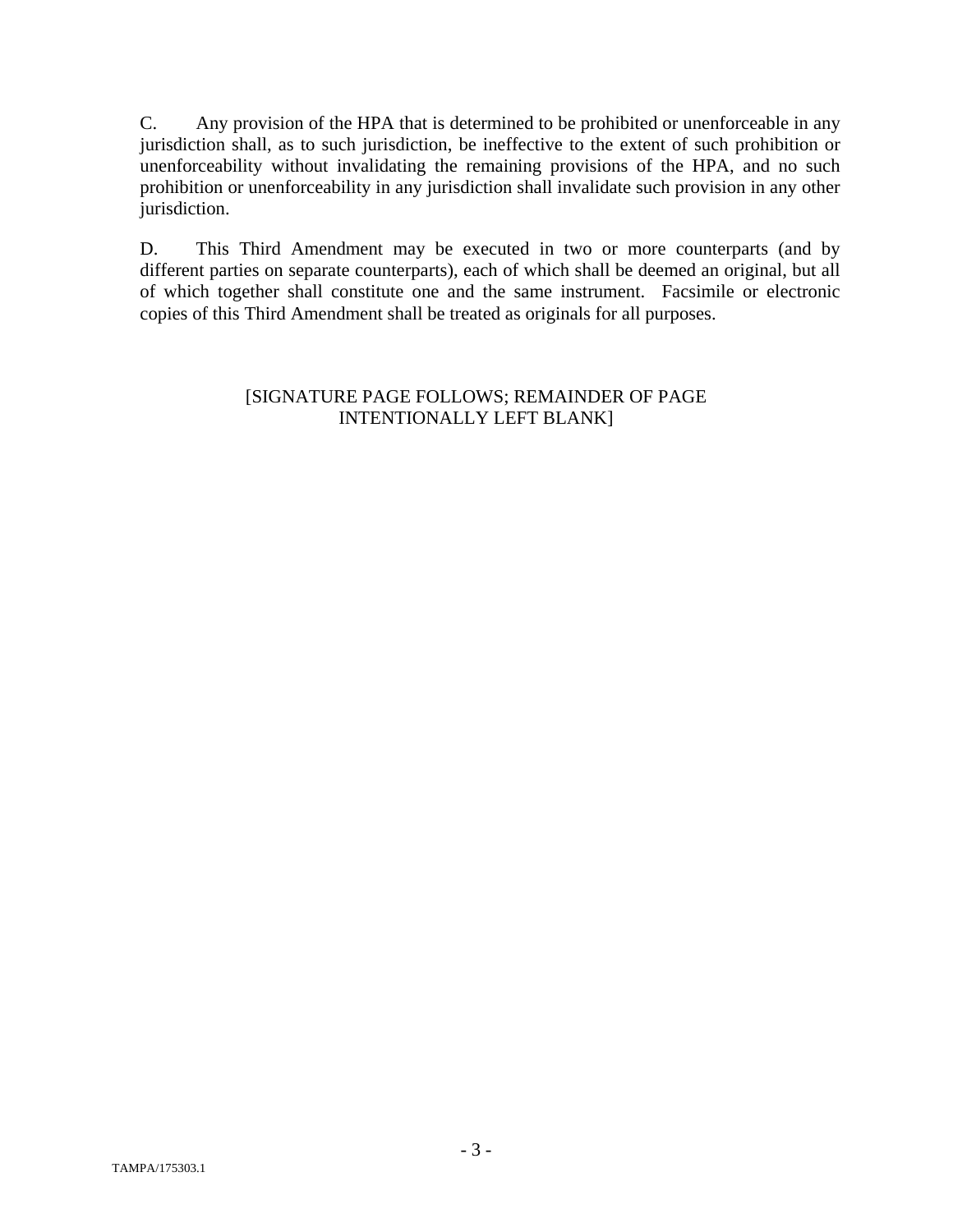C. Any provision of the HPA that is determined to be prohibited or unenforceable in any jurisdiction shall, as to such jurisdiction, be ineffective to the extent of such prohibition or unenforceability without invalidating the remaining provisions of the HPA, and no such prohibition or unenforceability in any jurisdiction shall invalidate such provision in any other jurisdiction.

D. This Third Amendment may be executed in two or more counterparts (and by different parties on separate counterparts), each of which shall be deemed an original, but all of which together shall constitute one and the same instrument. Facsimile or electronic copies of this Third Amendment shall be treated as originals for all purposes.

[SIGNATURE PAGE FOLLOWS; REMAINDER OF PAGE INTENTIONALLY LEFT BLANK]

TAMPA/175303.1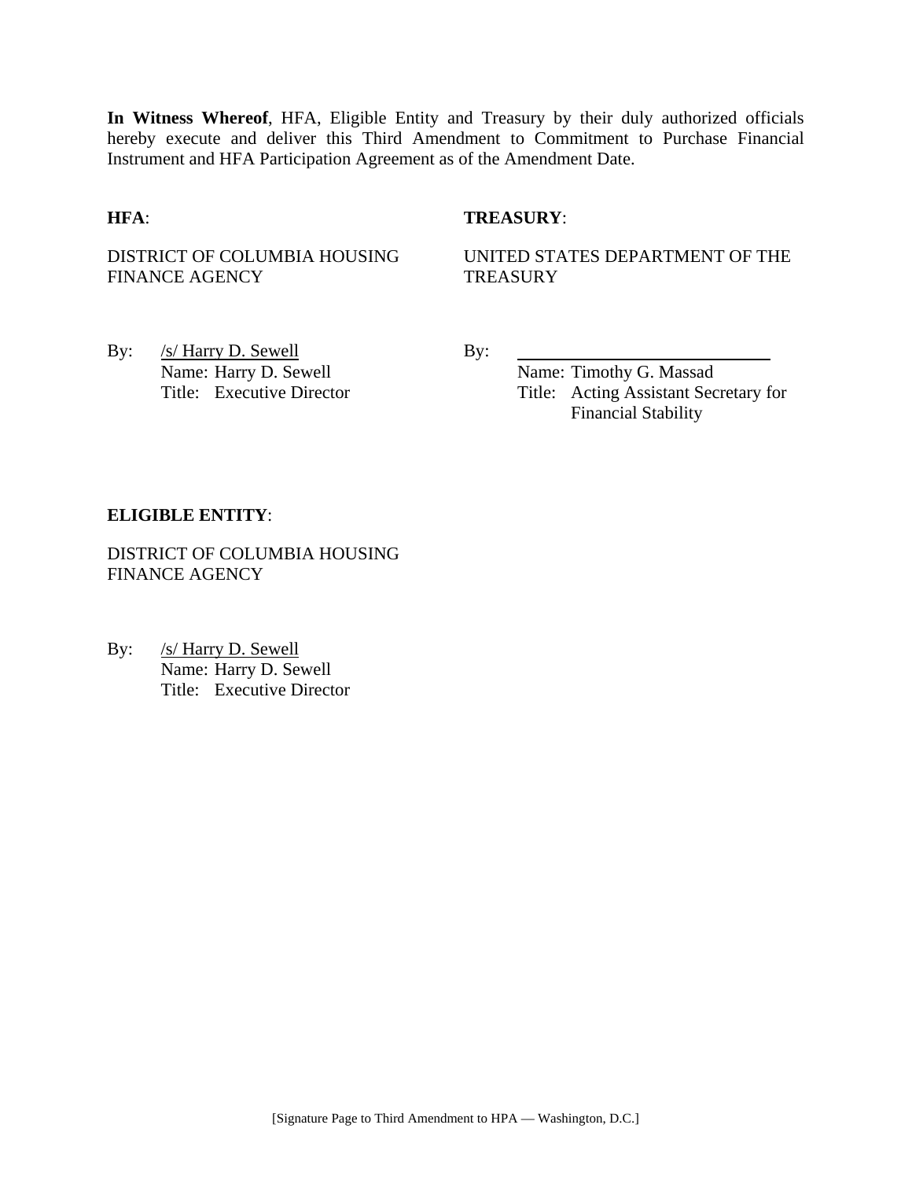**In Witness Whereof**, HFA, Eligible Entity and Treasury by their duly authorized officials hereby execute and deliver this Third Amendment to Commitment to Purchase Financial Instrument and HFA Participation Agreement as of the Amendment Date.

**HFA**:

DISTRICT OF COLUMBIA HOUSING FINANCE AGENCY

By: /s/ Harry D. Sewell
Name: Harry D. Sewell
Title: Executive Director

**TREASURY**:

UNITED STATES DEPARTMENT OF THE TREASURY

By: ______________________________
Name: Timothy G. Massad
Title: Acting Assistant Secretary for Financial Stability

**ELIGIBLE ENTITY**:

DISTRICT OF COLUMBIA HOUSING FINANCE AGENCY

By: /s/ Harry D. Sewell
Name: Harry D. Sewell
Title: Executive Director

[Signature Page to Third Amendment to HPA — Washington, D.C.]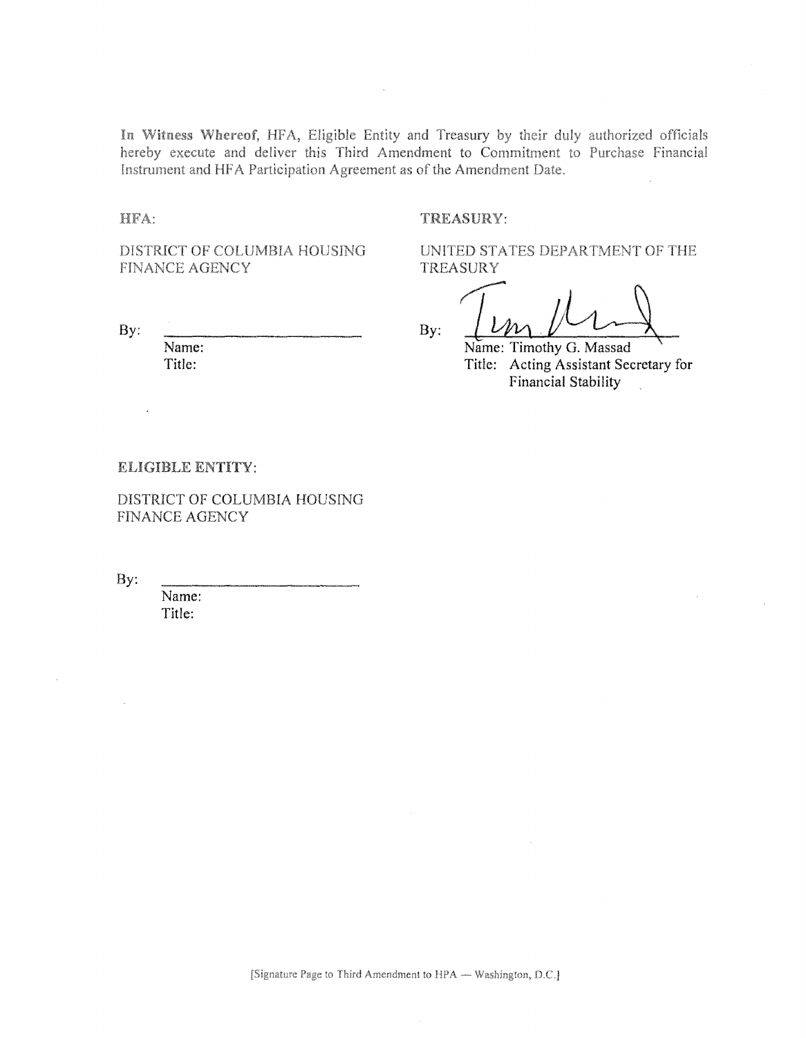**In Witness Whereof**, HFA, Eligible Entity and Treasury by their duly authorized officials hereby execute and deliver this Third Amendment to Commitment to Purchase Financial Instrument and HFA Participation Agreement as of the Amendment Date.

**HFA**:

DISTRICT OF COLUMBIA HOUSING FINANCE AGENCY

By: \_\_\_\_\_\_\_\_\_\_\_\_\_\_\_\_\_\_\_\_\_\_\_\_\_\_

Name:
Title:

**TREASURY**:

UNITED STATES DEPARTMENT OF THE TREASURY

By: \_\_\_\_\_\_\_\_\_\_\_\_\_\_\_\_\_\_\_\_\_\_\_\_\_\_

Name: Timothy G. Massad
Title: Acting Assistant Secretary for Financial Stability

**ELIGIBLE ENTITY**:

DISTRICT OF COLUMBIA HOUSING FINANCE AGENCY

By: \_\_\_\_\_\_\_\_\_\_\_\_\_\_\_\_\_\_\_\_\_\_\_\_\_\_

Name:
Title:

[Signature Page to Third Amendment to HPA — Washington, D.C.]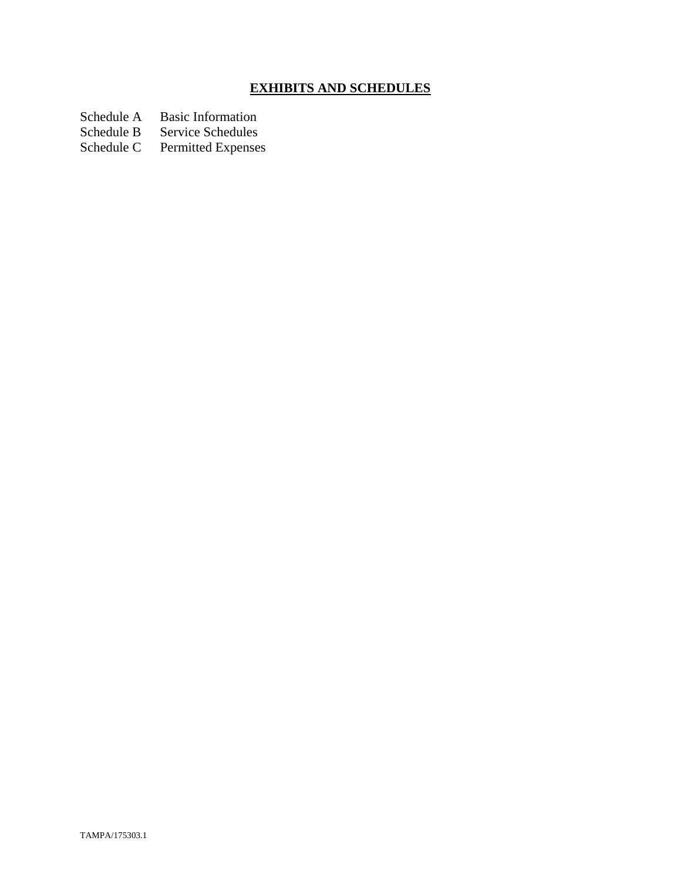# EXHIBITS AND SCHEDULES

| | |
|---|---|
| Schedule A | Basic Information |
| Schedule B | Service Schedules |
| Schedule C | Permitted Expenses |

TAMPA/175303.1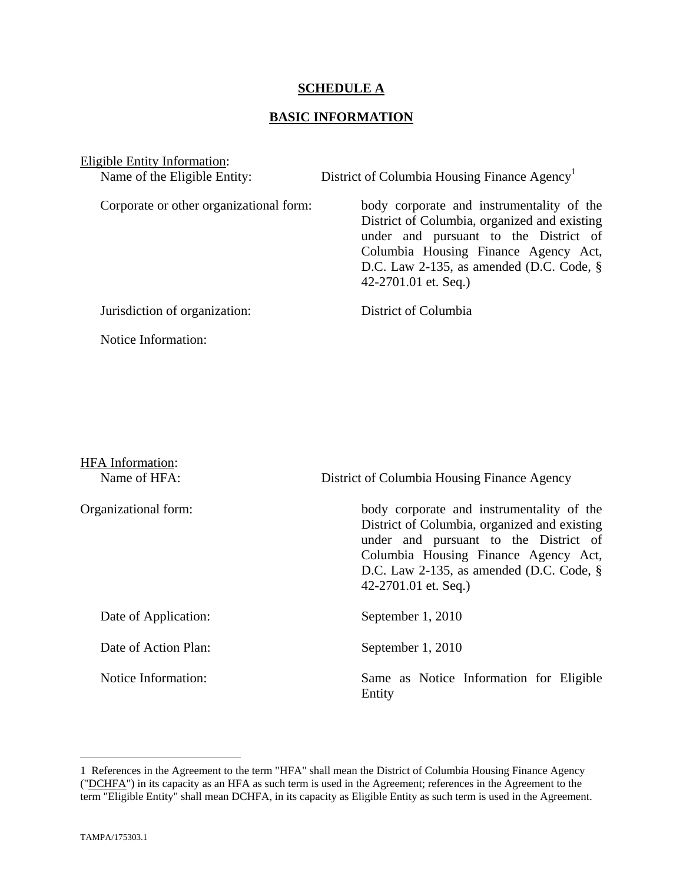**SCHEDULE A**

**BASIC INFORMATION**

Eligible Entity Information:

Name of the Eligible Entity: District of Columbia Housing Finance Agency[1]

Corporate or other organizational form: body corporate and instrumentality of the District of Columbia, organized and existing under and pursuant to the District of Columbia Housing Finance Agency Act, D.C. Law 2-135, as amended (D.C. Code, § 42-2701.01 et. Seq.)

Jurisdiction of organization: District of Columbia

Notice Information:

HFA Information:

Name of HFA: District of Columbia Housing Finance Agency

Organizational form: body corporate and instrumentality of the District of Columbia, organized and existing under and pursuant to the District of Columbia Housing Finance Agency Act, D.C. Law 2-135, as amended (D.C. Code, § 42-2701.01 et. Seq.)

Date of Application: September 1, 2010

Date of Action Plan: September 1, 2010

Notice Information: Same as Notice Information for Eligible Entity

---

1 References in the Agreement to the term "HFA" shall mean the District of Columbia Housing Finance Agency ("DCHFA") in its capacity as an HFA as such term is used in the Agreement; references in the Agreement to the term "Eligible Entity" shall mean DCHFA, in its capacity as Eligible Entity as such term is used in the Agreement.

TAMPA/175303.1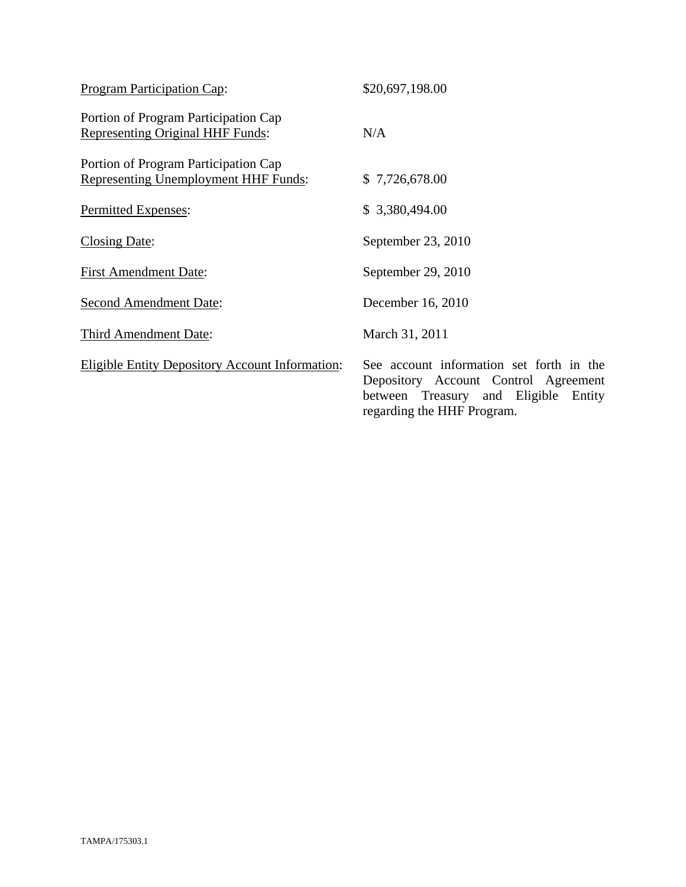| | |
|---|---|
| Program Participation Cap: | $20,697,198.00 |
| Portion of Program Participation Cap Representing Original HHF Funds: | N/A |
| Portion of Program Participation Cap Representing Unemployment HHF Funds: | $ 7,726,678.00 |
| Permitted Expenses: | $ 3,380,494.00 |
| Closing Date: | September 23, 2010 |
| First Amendment Date: | September 29, 2010 |
| Second Amendment Date: | December 16, 2010 |
| Third Amendment Date: | March 31, 2011 |
| Eligible Entity Depository Account Information: | See account information set forth in the Depository Account Control Agreement between Treasury and Eligible Entity regarding the HHF Program. |

TAMPA/175303.1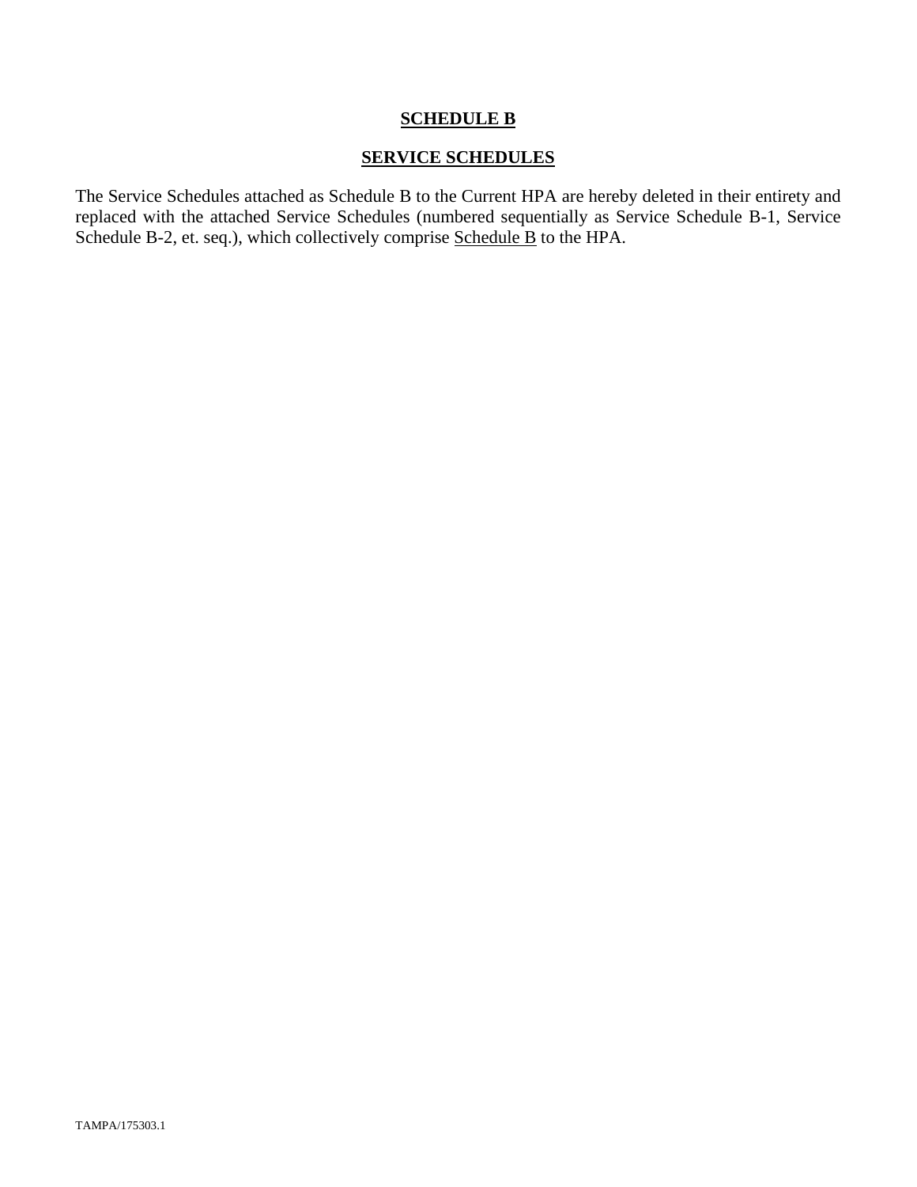# **SCHEDULE B**

## **SERVICE SCHEDULES**

The Service Schedules attached as Schedule B to the Current HPA are hereby deleted in their entirety and replaced with the attached Service Schedules (numbered sequentially as Service Schedule B-1, Service Schedule B-2, et. seq.), which collectively comprise Schedule B to the HPA.

TAMPA/175303.1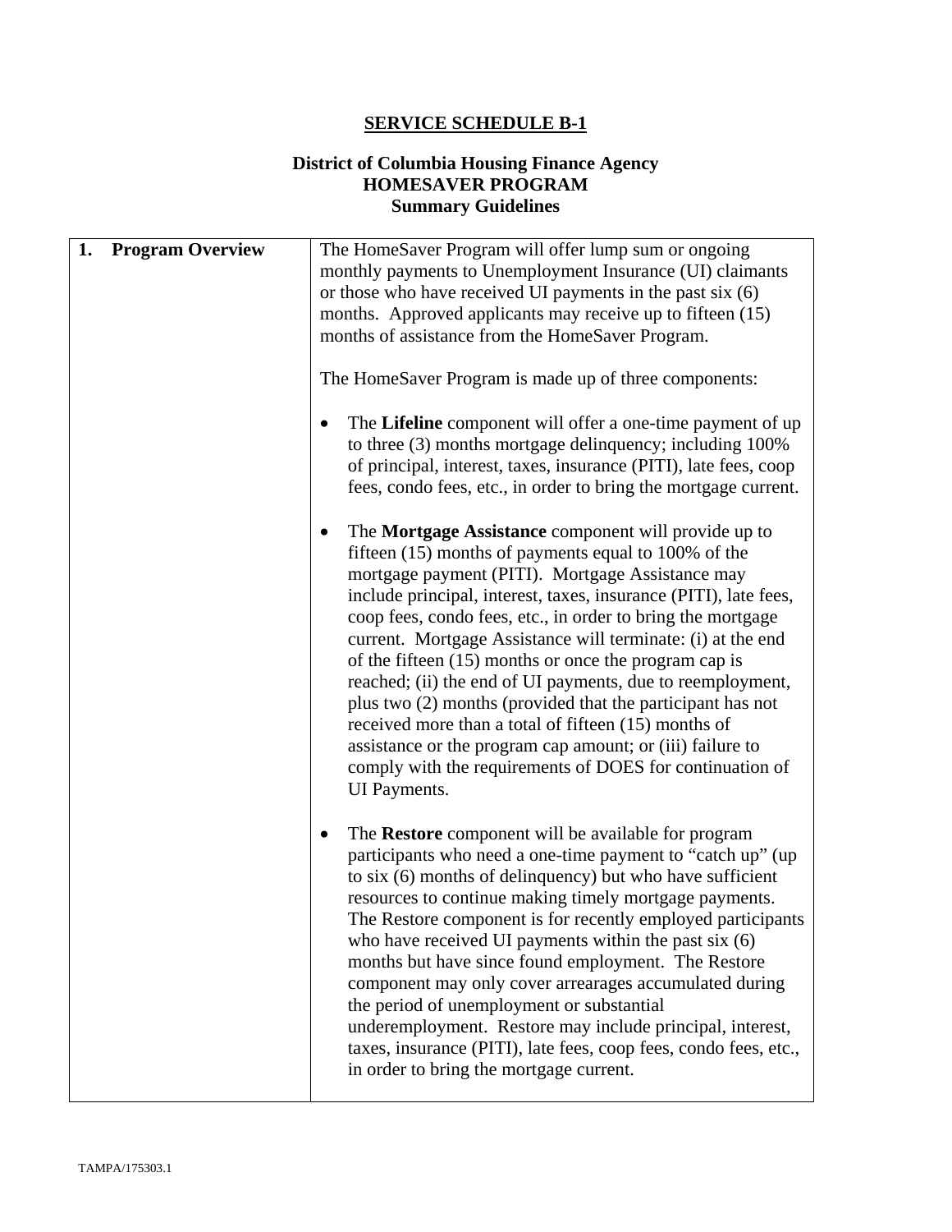## SERVICE SCHEDULE B-1

### District of Columbia Housing Finance Agency
### HOMESAVER PROGRAM
### Summary Guidelines

| **1. Program Overview** | The HomeSaver Program will offer lump sum or ongoing monthly payments to Unemployment Insurance (UI) claimants or those who have received UI payments in the past six (6) months. Approved applicants may receive up to fifteen (15) months of assistance from the HomeSaver Program.<br><br>The HomeSaver Program is made up of three components:<br><br>• The **Lifeline** component will offer a one-time payment of up to three (3) months mortgage delinquency; including 100% of principal, interest, taxes, insurance (PITI), late fees, coop fees, condo fees, etc., in order to bring the mortgage current.<br><br>• The **Mortgage Assistance** component will provide up to fifteen (15) months of payments equal to 100% of the mortgage payment (PITI). Mortgage Assistance may include principal, interest, taxes, insurance (PITI), late fees, coop fees, condo fees, etc., in order to bring the mortgage current. Mortgage Assistance will terminate: (i) at the end of the fifteen (15) months or once the program cap is reached; (ii) the end of UI payments, due to reemployment, plus two (2) months (provided that the participant has not received more than a total of fifteen (15) months of assistance or the program cap amount; or (iii) failure to comply with the requirements of DOES for continuation of UI Payments.<br><br>• The **Restore** component will be available for program participants who need a one-time payment to "catch up" (up to six (6) months of delinquency) but who have sufficient resources to continue making timely mortgage payments. The Restore component is for recently employed participants who have received UI payments within the past six (6) months but have since found employment. The Restore component may only cover arrearages accumulated during the period of unemployment or substantial underemployment. Restore may include principal, interest, taxes, insurance (PITI), late fees, coop fees, condo fees, etc., in order to bring the mortgage current. |
|---|---|

TAMPA/175303.1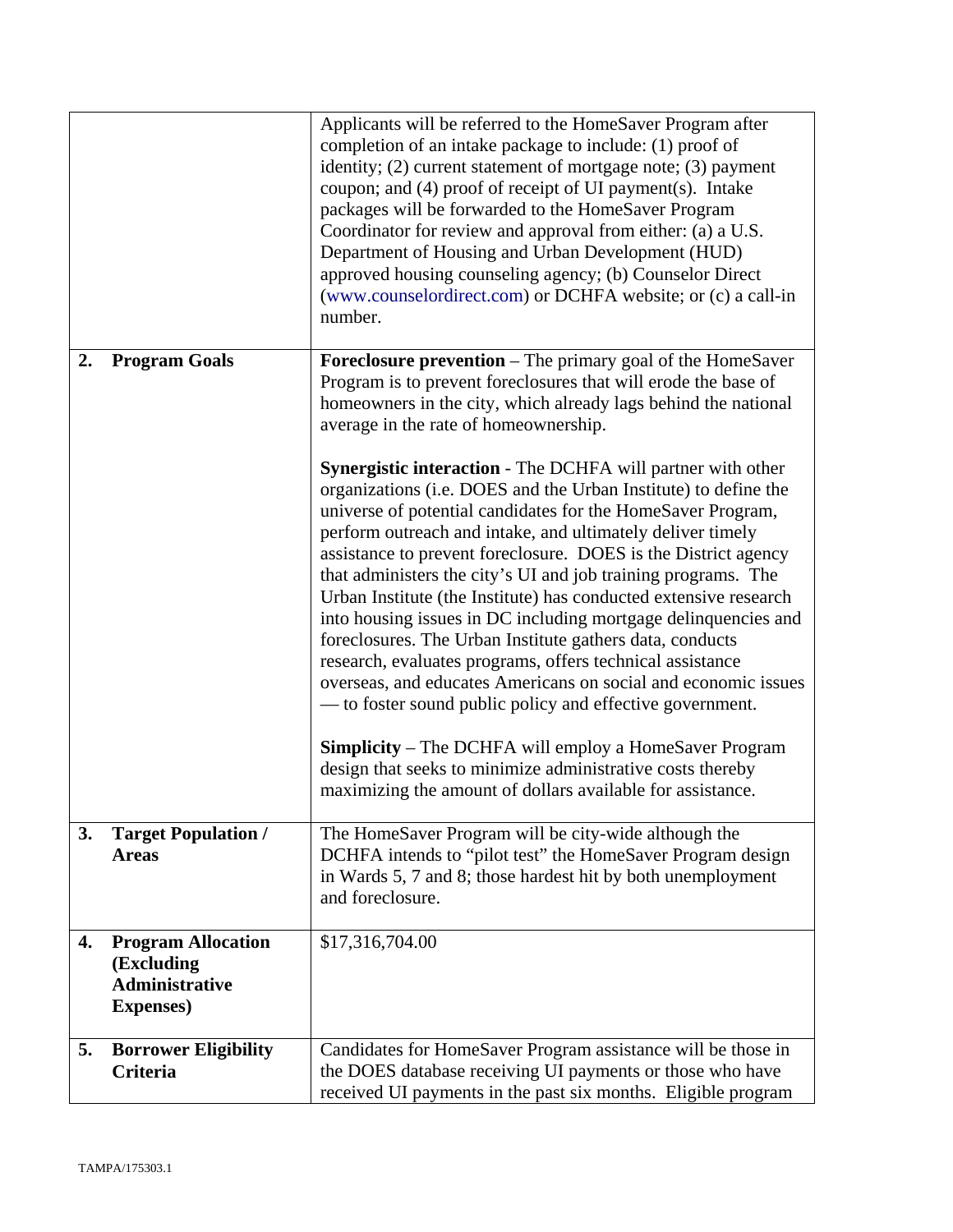| | |
|---|---|
| | Applicants will be referred to the HomeSaver Program after completion of an intake package to include: (1) proof of identity; (2) current statement of mortgage note; (3) payment coupon; and (4) proof of receipt of UI payment(s). Intake packages will be forwarded to the HomeSaver Program Coordinator for review and approval from either: (a) a U.S. Department of Housing and Urban Development (HUD) approved housing counseling agency; (b) Counselor Direct (www.counselordirect.com) or DCHFA website; or (c) a call-in number. |
| **2. Program Goals** | **Foreclosure prevention** – The primary goal of the HomeSaver Program is to prevent foreclosures that will erode the base of homeowners in the city, which already lags behind the national average in the rate of homeownership.<br><br>**Synergistic interaction** - The DCHFA will partner with other organizations (i.e. DOES and the Urban Institute) to define the universe of potential candidates for the HomeSaver Program, perform outreach and intake, and ultimately deliver timely assistance to prevent foreclosure. DOES is the District agency that administers the city's UI and job training programs. The Urban Institute (the Institute) has conducted extensive research into housing issues in DC including mortgage delinquencies and foreclosures. The Urban Institute gathers data, conducts research, evaluates programs, offers technical assistance overseas, and educates Americans on social and economic issues — to foster sound public policy and effective government.<br><br>**Simplicity** – The DCHFA will employ a HomeSaver Program design that seeks to minimize administrative costs thereby maximizing the amount of dollars available for assistance. |
| **3. Target Population / Areas** | The HomeSaver Program will be city-wide although the DCHFA intends to "pilot test" the HomeSaver Program design in Wards 5, 7 and 8; those hardest hit by both unemployment and foreclosure. |
| **4. Program Allocation (Excluding Administrative Expenses)** | $17,316,704.00 |
| **5. Borrower Eligibility Criteria** | Candidates for HomeSaver Program assistance will be those in the DOES database receiving UI payments or those who have received UI payments in the past six months. Eligible program |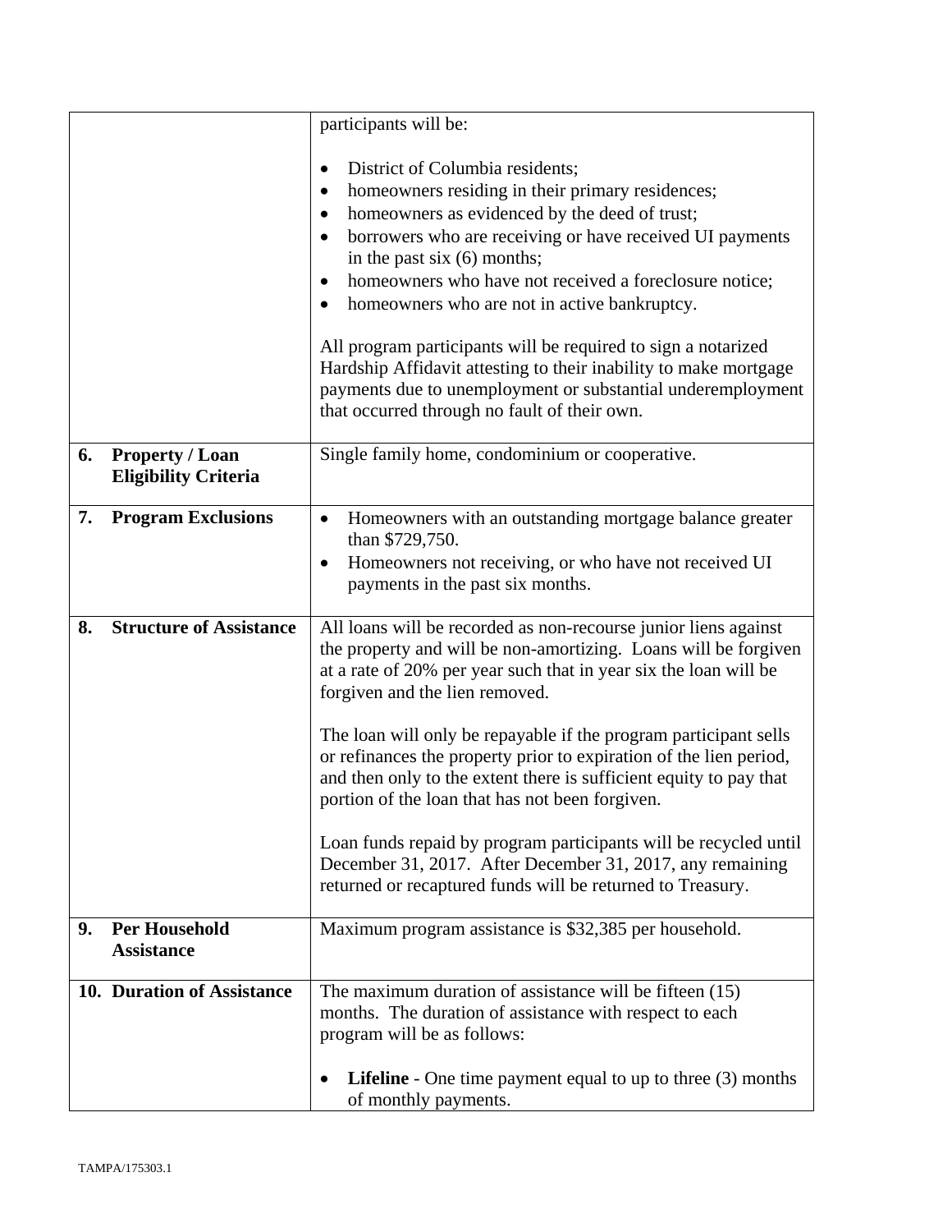| | |
|---|---|
| | participants will be:<br><br>• District of Columbia residents;<br>• homeowners residing in their primary residences;<br>• homeowners as evidenced by the deed of trust;<br>• borrowers who are receiving or have received UI payments in the past six (6) months;<br>• homeowners who have not received a foreclosure notice;<br>• homeowners who are not in active bankruptcy.<br><br>All program participants will be required to sign a notarized Hardship Affidavit attesting to their inability to make mortgage payments due to unemployment or substantial underemployment that occurred through no fault of their own. |
| **6. Property / Loan Eligibility Criteria** | Single family home, condominium or cooperative. |
| **7. Program Exclusions** | • Homeowners with an outstanding mortgage balance greater than $729,750.<br>• Homeowners not receiving, or who have not received UI payments in the past six months. |
| **8. Structure of Assistance** | All loans will be recorded as non-recourse junior liens against the property and will be non-amortizing. Loans will be forgiven at a rate of 20% per year such that in year six the loan will be forgiven and the lien removed.<br><br>The loan will only be repayable if the program participant sells or refinances the property prior to expiration of the lien period, and then only to the extent there is sufficient equity to pay that portion of the loan that has not been forgiven.<br><br>Loan funds repaid by program participants will be recycled until December 31, 2017. After December 31, 2017, any remaining returned or recaptured funds will be returned to Treasury. |
| **9. Per Household Assistance** | Maximum program assistance is $32,385 per household. |
| **10. Duration of Assistance** | The maximum duration of assistance will be fifteen (15) months. The duration of assistance with respect to each program will be as follows:<br><br>• **Lifeline** - One time payment equal to up to three (3) months of monthly payments. |

TAMPA/175303.1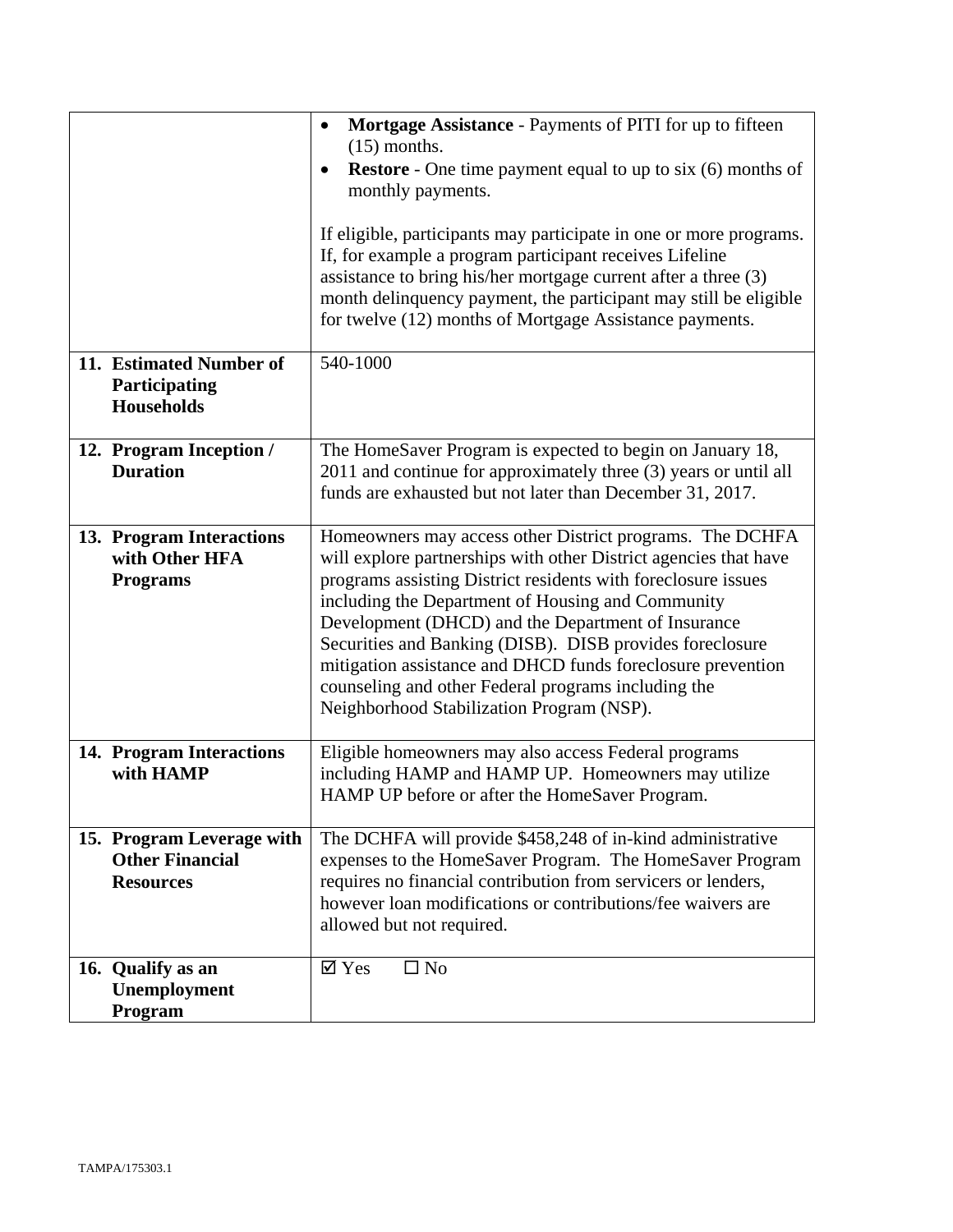| | |
|---|---|
| | • **Mortgage Assistance** - Payments of PITI for up to fifteen (15) months.<br>• **Restore** - One time payment equal to up to six (6) months of monthly payments.<br><br>If eligible, participants may participate in one or more programs. If, for example a program participant receives Lifeline assistance to bring his/her mortgage current after a three (3) month delinquency payment, the participant may still be eligible for twelve (12) months of Mortgage Assistance payments. |
| **11. Estimated Number of Participating Households** | 540-1000 |
| **12. Program Inception / Duration** | The HomeSaver Program is expected to begin on January 18, 2011 and continue for approximately three (3) years or until all funds are exhausted but not later than December 31, 2017. |
| **13. Program Interactions with Other HFA Programs** | Homeowners may access other District programs. The DCHFA will explore partnerships with other District agencies that have programs assisting District residents with foreclosure issues including the Department of Housing and Community Development (DHCD) and the Department of Insurance Securities and Banking (DISB). DISB provides foreclosure mitigation assistance and DHCD funds foreclosure prevention counseling and other Federal programs including the Neighborhood Stabilization Program (NSP). |
| **14. Program Interactions with HAMP** | Eligible homeowners may also access Federal programs including HAMP and HAMP UP. Homeowners may utilize HAMP UP before or after the HomeSaver Program. |
| **15. Program Leverage with Other Financial Resources** | The DCHFA will provide $458,248 of in-kind administrative expenses to the HomeSaver Program. The HomeSaver Program requires no financial contribution from servicers or lenders, however loan modifications or contributions/fee waivers are allowed but not required. |
| **16. Qualify as an Unemployment Program** | ☑ Yes ☐ No |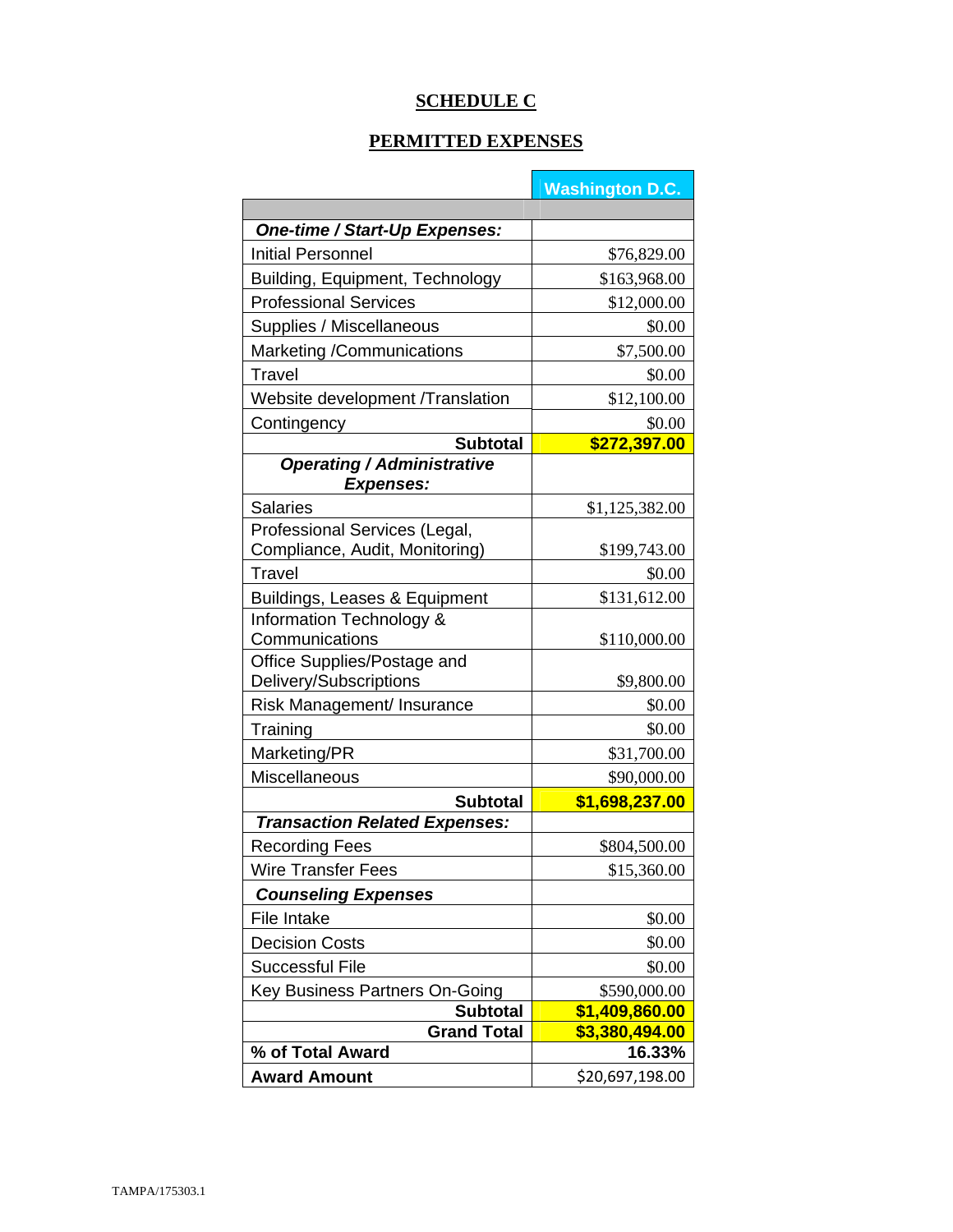# SCHEDULE C

## PERMITTED EXPENSES

| | Washington D.C. |
|---|---|
| ***One-time / Start-Up Expenses:*** | |
| Initial Personnel | $76,829.00 |
| Building, Equipment, Technology | $163,968.00 |
| Professional Services | $12,000.00 |
| Supplies / Miscellaneous | $0.00 |
| Marketing /Communications | $7,500.00 |
| Travel | $0.00 |
| Website development /Translation | $12,100.00 |
| Contingency | $0.00 |
| **Subtotal** | **$272,397.00** |
| ***Operating / Administrative Expenses:*** | |
| Salaries | $1,125,382.00 |
| Professional Services (Legal, Compliance, Audit, Monitoring) | $199,743.00 |
| Travel | $0.00 |
| Buildings, Leases & Equipment | $131,612.00 |
| Information Technology & Communications | $110,000.00 |
| Office Supplies/Postage and Delivery/Subscriptions | $9,800.00 |
| Risk Management/ Insurance | $0.00 |
| Training | $0.00 |
| Marketing/PR | $31,700.00 |
| Miscellaneous | $90,000.00 |
| **Subtotal** | **$1,698,237.00** |
| ***Transaction Related Expenses:*** | |
| Recording Fees | $804,500.00 |
| Wire Transfer Fees | $15,360.00 |
| ***Counseling Expenses*** | |
| File Intake | $0.00 |
| Decision Costs | $0.00 |
| Successful File | $0.00 |
| Key Business Partners On-Going | $590,000.00 |
| **Subtotal** | **$1,409,860.00** |
| **Grand Total** | **$3,380,494.00** |
| **% of Total Award** | **16.33%** |
| **Award Amount** | $20,697,198.00 |

TAMPA/175303.1